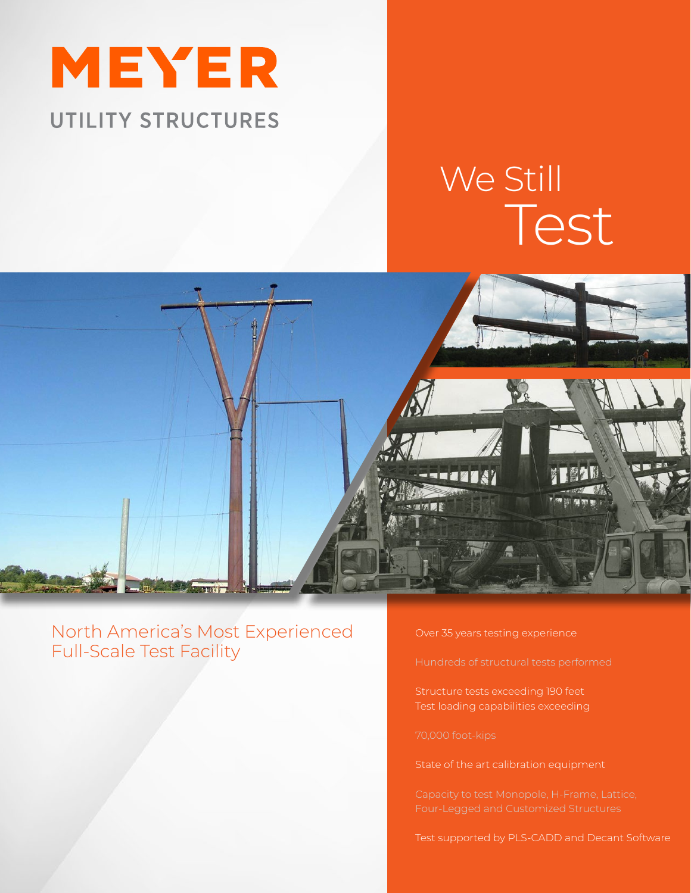# MEYER

## UTILITY STRUCTURES

# We Still Test

## North America's Most Experienced Full-Scale Test Facility

Over 35 years testing experience

Hundreds of structural tests performed

Structure tests exceeding 190 feet
Test loading capabilities exceeding

70,000 foot-kips

State of the art calibration equipment

Capacity to test Monopole, H-Frame, Lattice, Four-Legged and Customized Structures

Test supported by PLS-CADD and Decant Software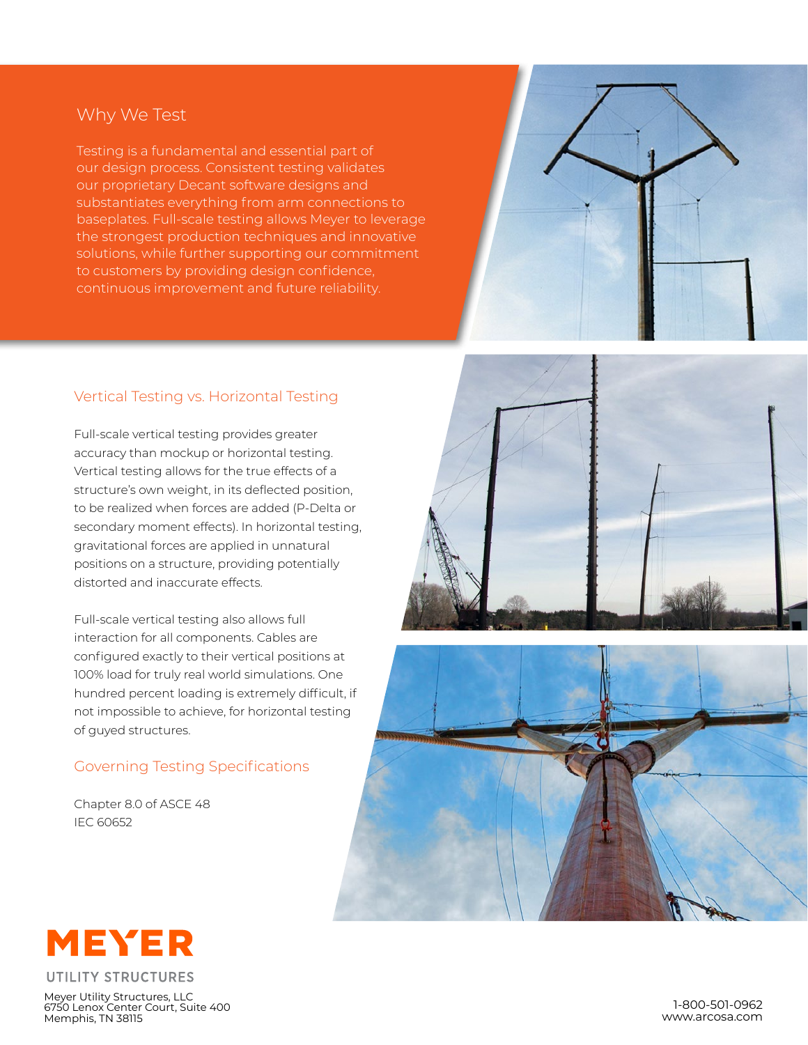## Why We Test

Testing is a fundamental and essential part of our design process. Consistent testing validates our proprietary Decant software designs and substantiates everything from arm connections to baseplates. Full-scale testing allows Meyer to leverage the strongest production techniques and innovative solutions, while further supporting our commitment to customers by providing design confidence, continuous improvement and future reliability.

## Vertical Testing vs. Horizontal Testing

Full-scale vertical testing provides greater accuracy than mockup or horizontal testing. Vertical testing allows for the true effects of a structure's own weight, in its deflected position, to be realized when forces are added (P-Delta or secondary moment effects). In horizontal testing, gravitational forces are applied in unnatural positions on a structure, providing potentially distorted and inaccurate effects.

Full-scale vertical testing also allows full interaction for all components. Cables are configured exactly to their vertical positions at 100% load for truly real world simulations. One hundred percent loading is extremely difficult, if not impossible to achieve, for horizontal testing of guyed structures.

## Governing Testing Specifications

Chapter 8.0 of ASCE 48
IEC 60652

**MEYER**
UTILITY STRUCTURES

Meyer Utility Structures, LLC
6750 Lenox Center Court, Suite 400
Memphis, TN 38115

1-800-501-0962
www.arcosa.com